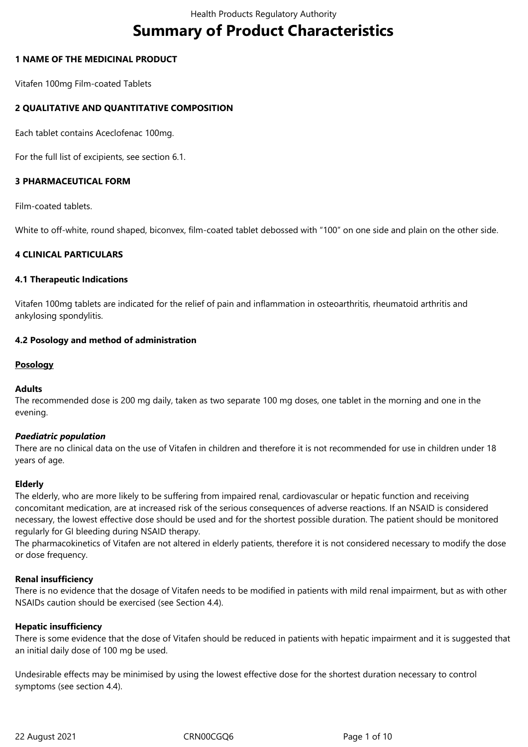# Summary of Product Characteristics

## 1 NAME OF THE MEDICINAL PRODUCT

Vitafen 100mg Film-coated Tablets

## 2 QUALITATIVE AND QUANTITATIVE COMPOSITION

Each tablet contains Aceclofenac 100mg.

For the full list of excipients, see section 6.1.

## 3 PHARMACEUTICAL FORM

Film-coated tablets.

White to off-white, round shaped, biconvex, film-coated tablet debossed with "100" on one side and plain on the other side.

## 4 CLINICAL PARTICULARS

### 4.1 Therapeutic Indications

Vitafen 100mg tablets are indicated for the relief of pain and inflammation in osteoarthritis, rheumatoid arthritis and ankylosing spondylitis.

### 4.2 Posology and method of administration

**Posology**

**Adults**
The recommended dose is 200 mg daily, taken as two separate 100 mg doses, one tablet in the morning and one in the evening.

***Paediatric population***
There are no clinical data on the use of Vitafen in children and therefore it is not recommended for use in children under 18 years of age.

**Elderly**
The elderly, who are more likely to be suffering from impaired renal, cardiovascular or hepatic function and receiving concomitant medication, are at increased risk of the serious consequences of adverse reactions. If an NSAID is considered necessary, the lowest effective dose should be used and for the shortest possible duration. The patient should be monitored regularly for GI bleeding during NSAID therapy.
The pharmacokinetics of Vitafen are not altered in elderly patients, therefore it is not considered necessary to modify the dose or dose frequency.

**Renal insufficiency**
There is no evidence that the dosage of Vitafen needs to be modified in patients with mild renal impairment, but as with other NSAIDs caution should be exercised (see Section 4.4).

**Hepatic insufficiency**
There is some evidence that the dose of Vitafen should be reduced in patients with hepatic impairment and it is suggested that an initial daily dose of 100 mg be used.

Undesirable effects may be minimised by using the lowest effective dose for the shortest duration necessary to control symptoms (see section 4.4).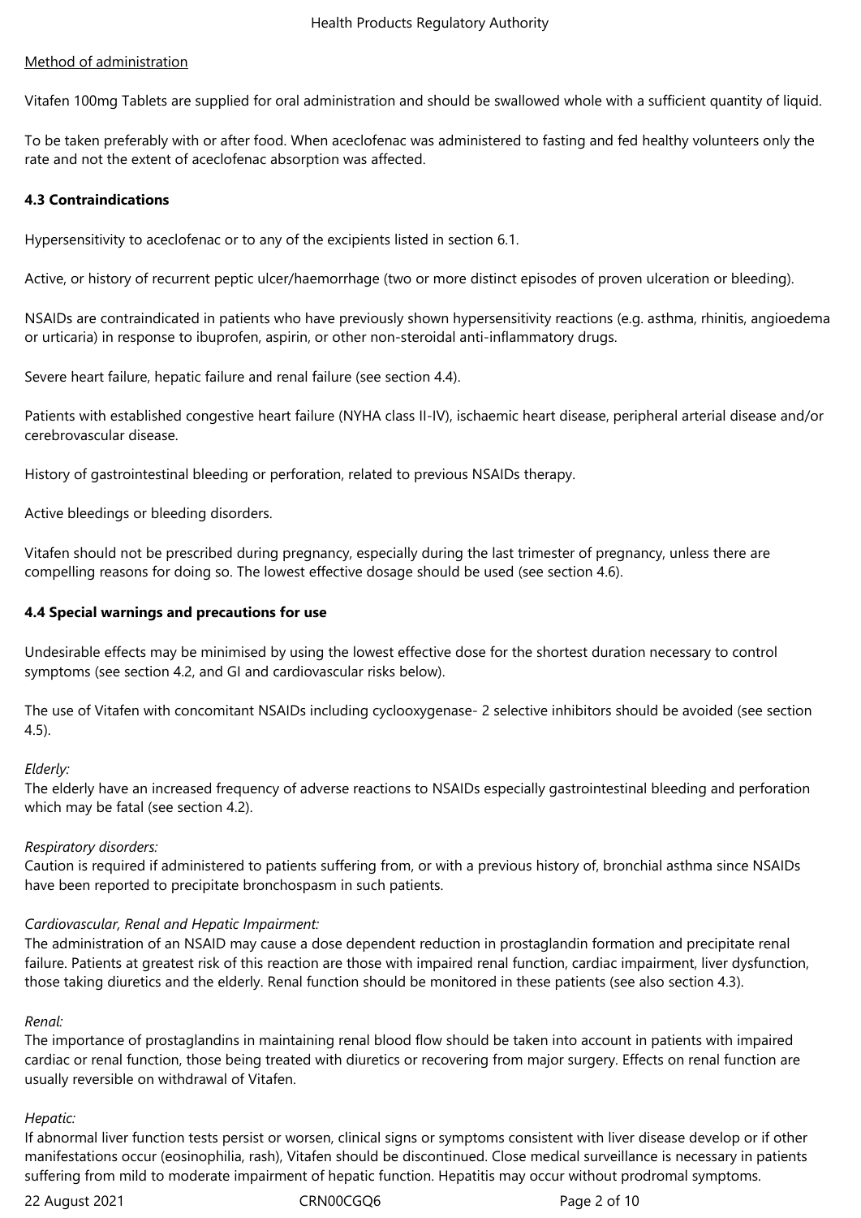Method of administration

Vitafen 100mg Tablets are supplied for oral administration and should be swallowed whole with a sufficient quantity of liquid.

To be taken preferably with or after food. When aceclofenac was administered to fasting and fed healthy volunteers only the rate and not the extent of aceclofenac absorption was affected.

## 4.3 Contraindications

Hypersensitivity to aceclofenac or to any of the excipients listed in section 6.1.

Active, or history of recurrent peptic ulcer/haemorrhage (two or more distinct episodes of proven ulceration or bleeding).

NSAIDs are contraindicated in patients who have previously shown hypersensitivity reactions (e.g. asthma, rhinitis, angioedema or urticaria) in response to ibuprofen, aspirin, or other non-steroidal anti-inflammatory drugs.

Severe heart failure, hepatic failure and renal failure (see section 4.4).

Patients with established congestive heart failure (NYHA class II-IV), ischaemic heart disease, peripheral arterial disease and/or cerebrovascular disease.

History of gastrointestinal bleeding or perforation, related to previous NSAIDs therapy.

Active bleedings or bleeding disorders.

Vitafen should not be prescribed during pregnancy, especially during the last trimester of pregnancy, unless there are compelling reasons for doing so. The lowest effective dosage should be used (see section 4.6).

## 4.4 Special warnings and precautions for use

Undesirable effects may be minimised by using the lowest effective dose for the shortest duration necessary to control symptoms (see section 4.2, and GI and cardiovascular risks below).

The use of Vitafen with concomitant NSAIDs including cyclooxygenase- 2 selective inhibitors should be avoided (see section 4.5).

*Elderly:*
The elderly have an increased frequency of adverse reactions to NSAIDs especially gastrointestinal bleeding and perforation which may be fatal (see section 4.2).

*Respiratory disorders:*
Caution is required if administered to patients suffering from, or with a previous history of, bronchial asthma since NSAIDs have been reported to precipitate bronchospasm in such patients.

*Cardiovascular, Renal and Hepatic Impairment:*
The administration of an NSAID may cause a dose dependent reduction in prostaglandin formation and precipitate renal failure. Patients at greatest risk of this reaction are those with impaired renal function, cardiac impairment, liver dysfunction, those taking diuretics and the elderly. Renal function should be monitored in these patients (see also section 4.3).

*Renal:*
The importance of prostaglandins in maintaining renal blood flow should be taken into account in patients with impaired cardiac or renal function, those being treated with diuretics or recovering from major surgery. Effects on renal function are usually reversible on withdrawal of Vitafen.

*Hepatic:*
If abnormal liver function tests persist or worsen, clinical signs or symptoms consistent with liver disease develop or if other manifestations occur (eosinophilia, rash), Vitafen should be discontinued. Close medical surveillance is necessary in patients suffering from mild to moderate impairment of hepatic function. Hepatitis may occur without prodromal symptoms.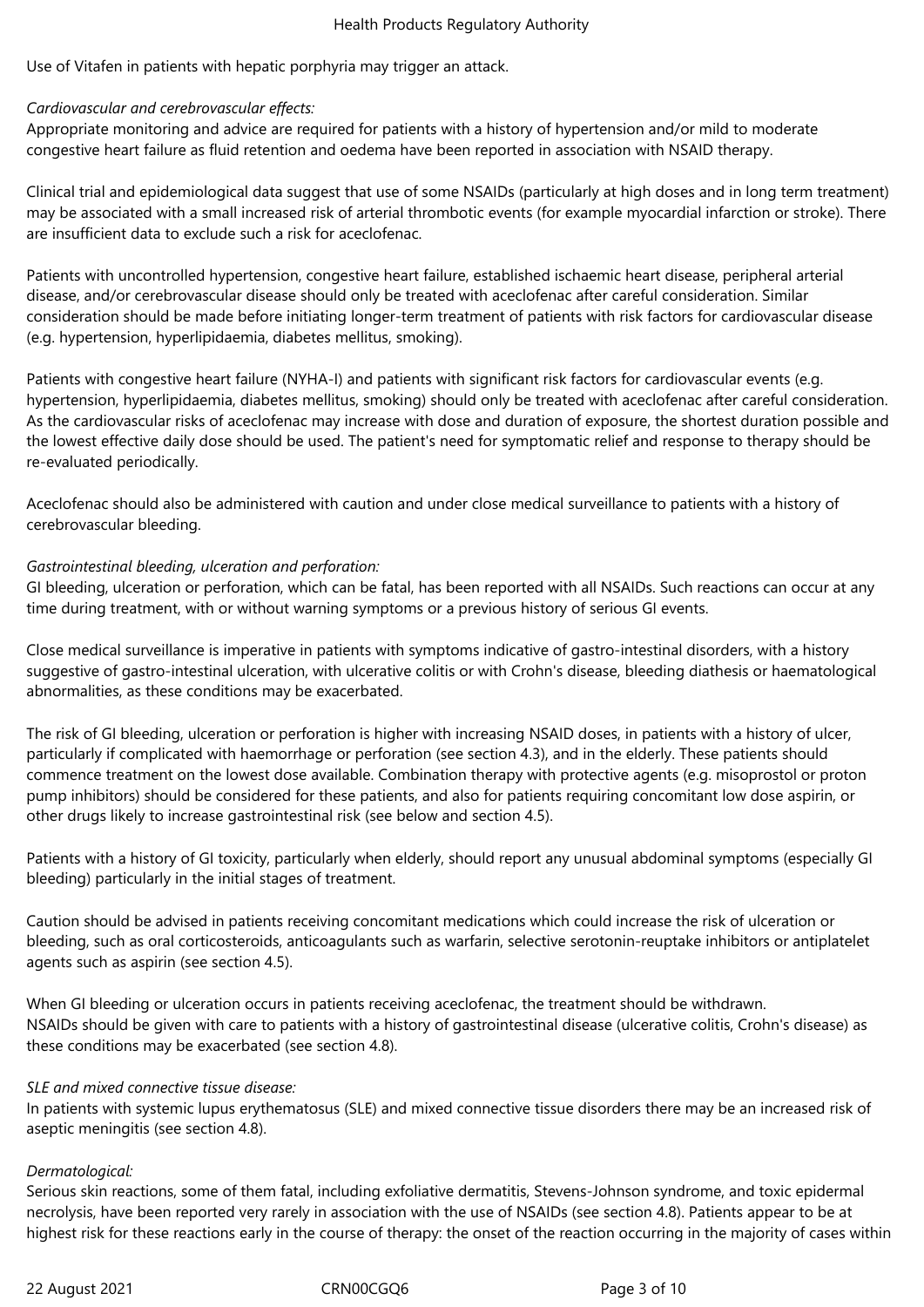Use of Vitafen in patients with hepatic porphyria may trigger an attack.

*Cardiovascular and cerebrovascular effects:*
Appropriate monitoring and advice are required for patients with a history of hypertension and/or mild to moderate congestive heart failure as fluid retention and oedema have been reported in association with NSAID therapy.

Clinical trial and epidemiological data suggest that use of some NSAIDs (particularly at high doses and in long term treatment) may be associated with a small increased risk of arterial thrombotic events (for example myocardial infarction or stroke). There are insufficient data to exclude such a risk for aceclofenac.

Patients with uncontrolled hypertension, congestive heart failure, established ischaemic heart disease, peripheral arterial disease, and/or cerebrovascular disease should only be treated with aceclofenac after careful consideration. Similar consideration should be made before initiating longer-term treatment of patients with risk factors for cardiovascular disease (e.g. hypertension, hyperlipidaemia, diabetes mellitus, smoking).

Patients with congestive heart failure (NYHA-I) and patients with significant risk factors for cardiovascular events (e.g. hypertension, hyperlipidaemia, diabetes mellitus, smoking) should only be treated with aceclofenac after careful consideration. As the cardiovascular risks of aceclofenac may increase with dose and duration of exposure, the shortest duration possible and the lowest effective daily dose should be used. The patient's need for symptomatic relief and response to therapy should be re-evaluated periodically.

Aceclofenac should also be administered with caution and under close medical surveillance to patients with a history of cerebrovascular bleeding.

*Gastrointestinal bleeding, ulceration and perforation:*
GI bleeding, ulceration or perforation, which can be fatal, has been reported with all NSAIDs. Such reactions can occur at any time during treatment, with or without warning symptoms or a previous history of serious GI events.

Close medical surveillance is imperative in patients with symptoms indicative of gastro-intestinal disorders, with a history suggestive of gastro-intestinal ulceration, with ulcerative colitis or with Crohn's disease, bleeding diathesis or haematological abnormalities, as these conditions may be exacerbated.

The risk of GI bleeding, ulceration or perforation is higher with increasing NSAID doses, in patients with a history of ulcer, particularly if complicated with haemorrhage or perforation (see section 4.3), and in the elderly. These patients should commence treatment on the lowest dose available. Combination therapy with protective agents (e.g. misoprostol or proton pump inhibitors) should be considered for these patients, and also for patients requiring concomitant low dose aspirin, or other drugs likely to increase gastrointestinal risk (see below and section 4.5).

Patients with a history of GI toxicity, particularly when elderly, should report any unusual abdominal symptoms (especially GI bleeding) particularly in the initial stages of treatment.

Caution should be advised in patients receiving concomitant medications which could increase the risk of ulceration or bleeding, such as oral corticosteroids, anticoagulants such as warfarin, selective serotonin-reuptake inhibitors or antiplatelet agents such as aspirin (see section 4.5).

When GI bleeding or ulceration occurs in patients receiving aceclofenac, the treatment should be withdrawn.
NSAIDs should be given with care to patients with a history of gastrointestinal disease (ulcerative colitis, Crohn's disease) as these conditions may be exacerbated (see section 4.8).

*SLE and mixed connective tissue disease:*
In patients with systemic lupus erythematosus (SLE) and mixed connective tissue disorders there may be an increased risk of aseptic meningitis (see section 4.8).

*Dermatological:*
Serious skin reactions, some of them fatal, including exfoliative dermatitis, Stevens-Johnson syndrome, and toxic epidermal necrolysis, have been reported very rarely in association with the use of NSAIDs (see section 4.8). Patients appear to be at highest risk for these reactions early in the course of therapy: the onset of the reaction occurring in the majority of cases within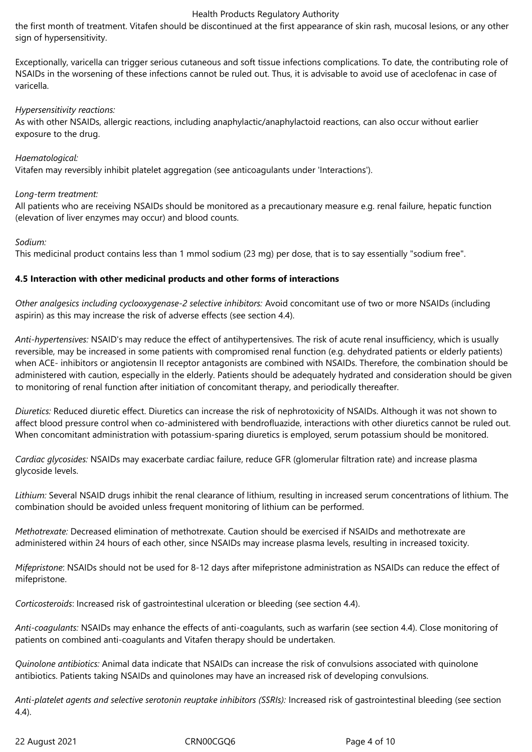the first month of treatment. Vitafen should be discontinued at the first appearance of skin rash, mucosal lesions, or any other sign of hypersensitivity.

Exceptionally, varicella can trigger serious cutaneous and soft tissue infections complications. To date, the contributing role of NSAIDs in the worsening of these infections cannot be ruled out. Thus, it is advisable to avoid use of aceclofenac in case of varicella.

*Hypersensitivity reactions:*
As with other NSAIDs, allergic reactions, including anaphylactic/anaphylactoid reactions, can also occur without earlier exposure to the drug.

*Haematological:*
Vitafen may reversibly inhibit platelet aggregation (see anticoagulants under 'Interactions').

*Long-term treatment:*
All patients who are receiving NSAIDs should be monitored as a precautionary measure e.g. renal failure, hepatic function (elevation of liver enzymes may occur) and blood counts.

*Sodium:*
This medicinal product contains less than 1 mmol sodium (23 mg) per dose, that is to say essentially "sodium free".

**4.5 Interaction with other medicinal products and other forms of interactions**

*Other analgesics including cyclooxygenase-2 selective inhibitors:* Avoid concomitant use of two or more NSAIDs (including aspirin) as this may increase the risk of adverse effects (see section 4.4).

*Anti-hypertensives:* NSAID's may reduce the effect of antihypertensives. The risk of acute renal insufficiency, which is usually reversible, may be increased in some patients with compromised renal function (e.g. dehydrated patients or elderly patients) when ACE- inhibitors or angiotensin II receptor antagonists are combined with NSAIDs. Therefore, the combination should be administered with caution, especially in the elderly. Patients should be adequately hydrated and consideration should be given to monitoring of renal function after initiation of concomitant therapy, and periodically thereafter.

*Diuretics:* Reduced diuretic effect. Diuretics can increase the risk of nephrotoxicity of NSAIDs. Although it was not shown to affect blood pressure control when co-administered with bendrofluazide, interactions with other diuretics cannot be ruled out. When concomitant administration with potassium-sparing diuretics is employed, serum potassium should be monitored.

*Cardiac glycosides:* NSAIDs may exacerbate cardiac failure, reduce GFR (glomerular filtration rate) and increase plasma glycoside levels.

*Lithium:* Several NSAID drugs inhibit the renal clearance of lithium, resulting in increased serum concentrations of lithium. The combination should be avoided unless frequent monitoring of lithium can be performed.

*Methotrexate:* Decreased elimination of methotrexate. Caution should be exercised if NSAIDs and methotrexate are administered within 24 hours of each other, since NSAIDs may increase plasma levels, resulting in increased toxicity.

*Mifepristone*: NSAIDs should not be used for 8-12 days after mifepristone administration as NSAIDs can reduce the effect of mifepristone.

*Corticosteroids*: Increased risk of gastrointestinal ulceration or bleeding (see section 4.4).

*Anti-coagulants:* NSAIDs may enhance the effects of anti-coagulants, such as warfarin (see section 4.4). Close monitoring of patients on combined anti-coagulants and Vitafen therapy should be undertaken.

*Quinolone antibiotics:* Animal data indicate that NSAIDs can increase the risk of convulsions associated with quinolone antibiotics. Patients taking NSAIDs and quinolones may have an increased risk of developing convulsions.

*Anti-platelet agents and selective serotonin reuptake inhibitors (SSRIs):* Increased risk of gastrointestinal bleeding (see section 4.4).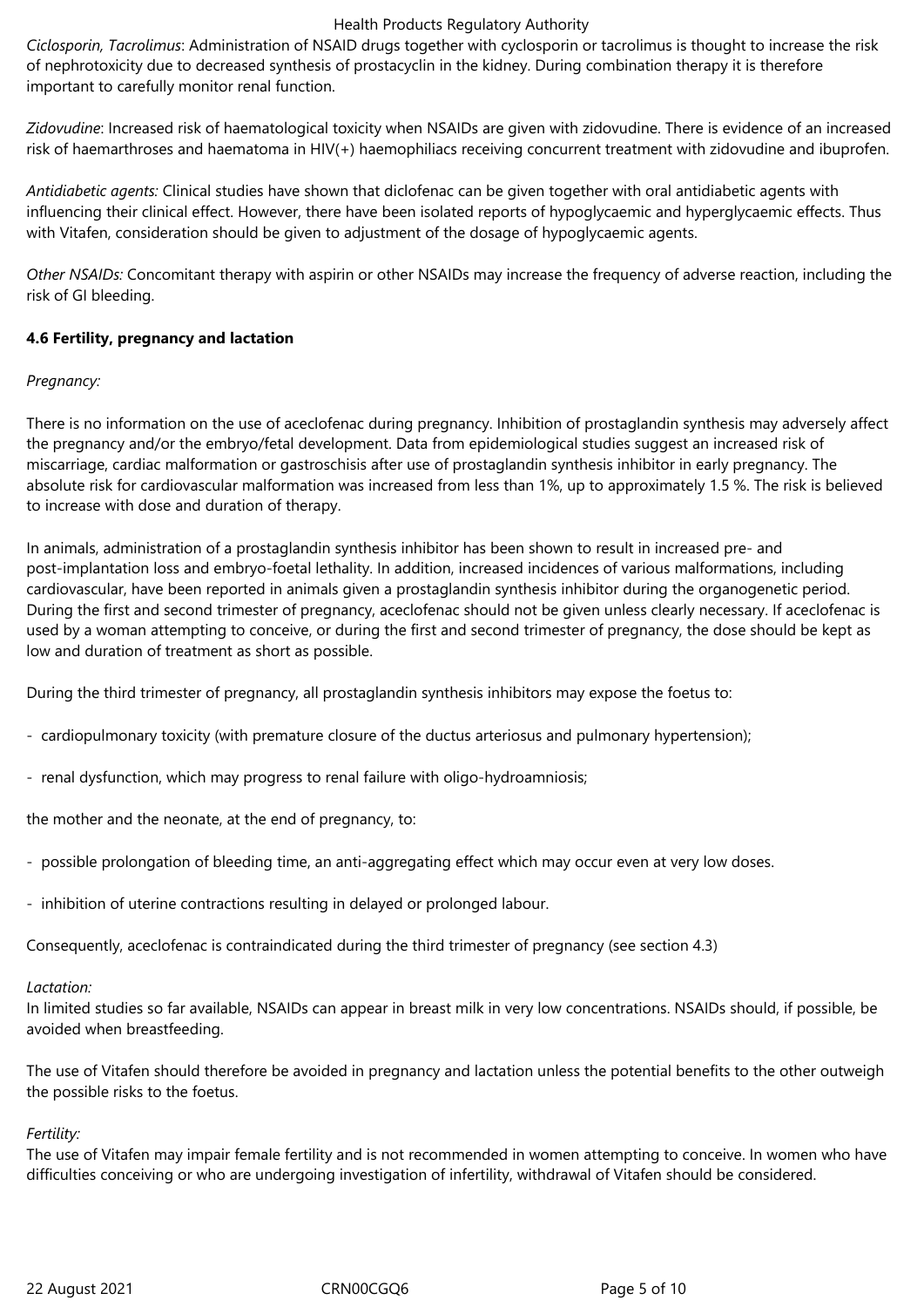*Ciclosporin, Tacrolimus*: Administration of NSAID drugs together with cyclosporin or tacrolimus is thought to increase the risk of nephrotoxicity due to decreased synthesis of prostacyclin in the kidney. During combination therapy it is therefore important to carefully monitor renal function.

*Zidovudine*: Increased risk of haematological toxicity when NSAIDs are given with zidovudine. There is evidence of an increased risk of haemarthroses and haematoma in HIV(+) haemophiliacs receiving concurrent treatment with zidovudine and ibuprofen.

*Antidiabetic agents:* Clinical studies have shown that diclofenac can be given together with oral antidiabetic agents with influencing their clinical effect. However, there have been isolated reports of hypoglycaemic and hyperglycaemic effects. Thus with Vitafen, consideration should be given to adjustment of the dosage of hypoglycaemic agents.

*Other NSAIDs:* Concomitant therapy with aspirin or other NSAIDs may increase the frequency of adverse reaction, including the risk of GI bleeding.

**4.6 Fertility, pregnancy and lactation**

*Pregnancy:*

There is no information on the use of aceclofenac during pregnancy. Inhibition of prostaglandin synthesis may adversely affect the pregnancy and/or the embryo/fetal development. Data from epidemiological studies suggest an increased risk of miscarriage, cardiac malformation or gastroschisis after use of prostaglandin synthesis inhibitor in early pregnancy. The absolute risk for cardiovascular malformation was increased from less than 1%, up to approximately 1.5 %. The risk is believed to increase with dose and duration of therapy.

In animals, administration of a prostaglandin synthesis inhibitor has been shown to result in increased pre- and post-implantation loss and embryo-foetal lethality. In addition, increased incidences of various malformations, including cardiovascular, have been reported in animals given a prostaglandin synthesis inhibitor during the organogenetic period. During the first and second trimester of pregnancy, aceclofenac should not be given unless clearly necessary. If aceclofenac is used by a woman attempting to conceive, or during the first and second trimester of pregnancy, the dose should be kept as low and duration of treatment as short as possible.

During the third trimester of pregnancy, all prostaglandin synthesis inhibitors may expose the foetus to:

- cardiopulmonary toxicity (with premature closure of the ductus arteriosus and pulmonary hypertension);
- renal dysfunction, which may progress to renal failure with oligo-hydroamniosis;

the mother and the neonate, at the end of pregnancy, to:

- possible prolongation of bleeding time, an anti-aggregating effect which may occur even at very low doses.
- inhibition of uterine contractions resulting in delayed or prolonged labour.

Consequently, aceclofenac is contraindicated during the third trimester of pregnancy (see section 4.3)

*Lactation:*
In limited studies so far available, NSAIDs can appear in breast milk in very low concentrations. NSAIDs should, if possible, be avoided when breastfeeding.

The use of Vitafen should therefore be avoided in pregnancy and lactation unless the potential benefits to the other outweigh the possible risks to the foetus.

*Fertility:*
The use of Vitafen may impair female fertility and is not recommended in women attempting to conceive. In women who have difficulties conceiving or who are undergoing investigation of infertility, withdrawal of Vitafen should be considered.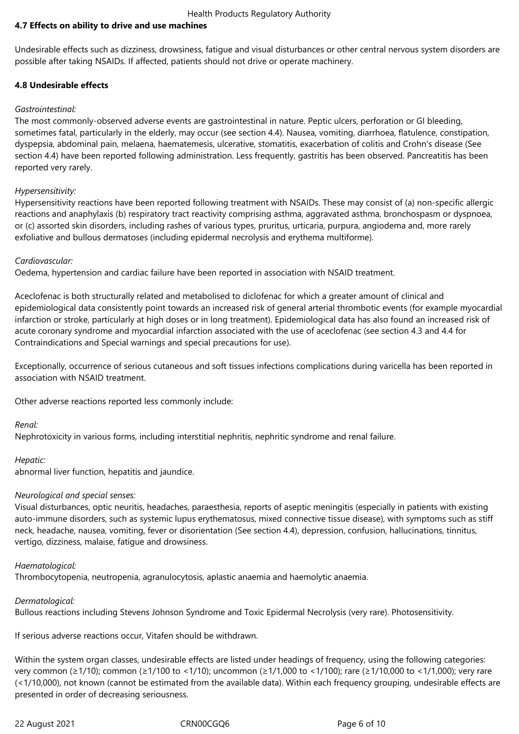**4.7 Effects on ability to drive and use machines**

Undesirable effects such as dizziness, drowsiness, fatigue and visual disturbances or other central nervous system disorders are possible after taking NSAIDs. If affected, patients should not drive or operate machinery.

**4.8 Undesirable effects**

*Gastrointestinal:*

The most commonly-observed adverse events are gastrointestinal in nature. Peptic ulcers, perforation or GI bleeding, sometimes fatal, particularly in the elderly, may occur (see section 4.4). Nausea, vomiting, diarrhoea, flatulence, constipation, dyspepsia, abdominal pain, melaena, haematemesis, ulcerative, stomatitis, exacerbation of colitis and Crohn's disease (See section 4.4) have been reported following administration. Less frequently, gastritis has been observed. Pancreatitis has been reported very rarely.

*Hypersensitivity:*

Hypersensitivity reactions have been reported following treatment with NSAIDs. These may consist of (a) non-specific allergic reactions and anaphylaxis (b) respiratory tract reactivity comprising asthma, aggravated asthma, bronchospasm or dyspnoea, or (c) assorted skin disorders, including rashes of various types, pruritus, urticaria, purpura, angiodema and, more rarely exfoliative and bullous dermatoses (including epidermal necrolysis and erythema multiforme).

*Cardiovascular:*

Oedema, hypertension and cardiac failure have been reported in association with NSAID treatment.

Aceclofenac is both structurally related and metabolised to diclofenac for which a greater amount of clinical and epidemiological data consistently point towards an increased risk of general arterial thrombotic events (for example myocardial infarction or stroke, particularly at high doses or in long treatment). Epidemiological data has also found an increased risk of acute coronary syndrome and myocardial infarction associated with the use of aceclofenac (see section 4.3 and 4.4 for Contraindications and Special warnings and special precautions for use).

Exceptionally, occurrence of serious cutaneous and soft tissues infections complications during varicella has been reported in association with NSAID treatment.

Other adverse reactions reported less commonly include:

*Renal:*

Nephrotoxicity in various forms, including interstitial nephritis, nephritic syndrome and renal failure.

*Hepatic:*

abnormal liver function, hepatitis and jaundice.

*Neurological and special senses:*

Visual disturbances, optic neuritis, headaches, paraesthesia, reports of aseptic meningitis (especially in patients with existing auto-immune disorders, such as systemic lupus erythematosus, mixed connective tissue disease), with symptoms such as stiff neck, headache, nausea, vomiting, fever or disorientation (See section 4.4), depression, confusion, hallucinations, tinnitus, vertigo, dizziness, malaise, fatigue and drowsiness.

*Haematological:*

Thrombocytopenia, neutropenia, agranulocytosis, aplastic anaemia and haemolytic anaemia.

*Dermatological:*

Bullous reactions including Stevens Johnson Syndrome and Toxic Epidermal Necrolysis (very rare). Photosensitivity.

If serious adverse reactions occur, Vitafen should be withdrawn.

Within the system organ classes, undesirable effects are listed under headings of frequency, using the following categories: very common (≥1/10); common (≥1/100 to <1/10); uncommon (≥1/1,000 to <1/100); rare (≥1/10,000 to <1/1,000); very rare (<1/10,000), not known (cannot be estimated from the available data). Within each frequency grouping, undesirable effects are presented in order of decreasing seriousness.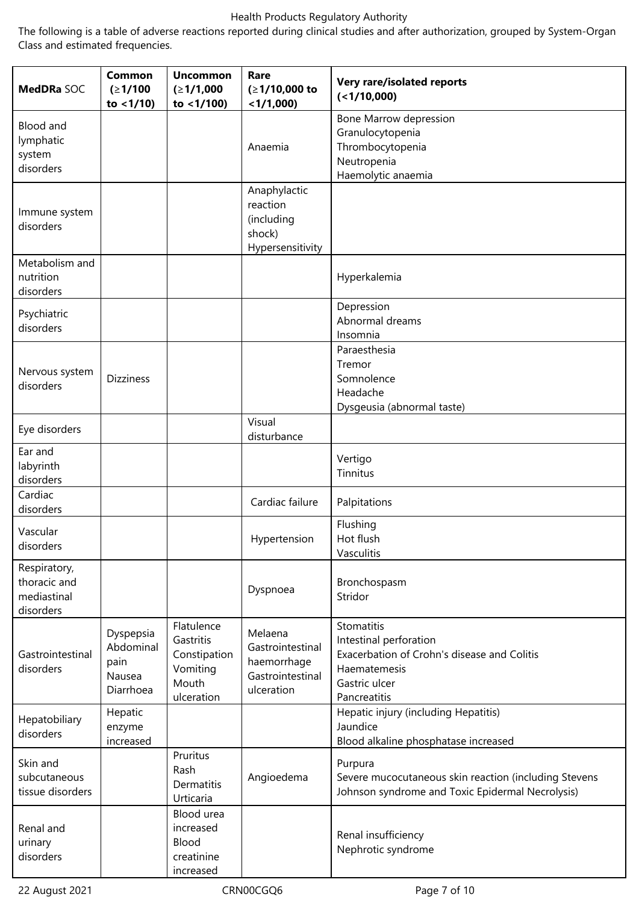The following is a table of adverse reactions reported during clinical studies and after authorization, grouped by System-Organ Class and estimated frequencies.

| **MedDRa** SOC | **Common (≥1/100 to <1/10)** | **Uncommon (≥1/1,000 to <1/100)** | **Rare (≥1/10,000 to <1/1,000)** | **Very rare/isolated reports (<1/10,000)** |
|---|---|---|---|---|
| Blood and lymphatic system disorders | | | Anaemia | Bone Marrow depression<br>Granulocytopenia<br>Thrombocytopenia<br>Neutropenia<br>Haemolytic anaemia |
| Immune system disorders | | | Anaphylactic reaction (including shock)<br>Hypersensitivity | |
| Metabolism and nutrition disorders | | | | Hyperkalemia |
| Psychiatric disorders | | | | Depression<br>Abnormal dreams<br>Insomnia |
| Nervous system disorders | Dizziness | | | Paraesthesia<br>Tremor<br>Somnolence<br>Headache<br>Dysgeusia (abnormal taste) |
| Eye disorders | | | Visual disturbance | |
| Ear and labyrinth disorders | | | | Vertigo<br>Tinnitus |
| Cardiac disorders | | | Cardiac failure | Palpitations |
| Vascular disorders | | | Hypertension | Flushing<br>Hot flush<br>Vasculitis |
| Respiratory, thoracic and mediastinal disorders | | | Dyspnoea | Bronchospasm<br>Stridor |
| Gastrointestinal disorders | Dyspepsia<br>Abdominal pain<br>Nausea<br>Diarrhoea | Flatulence<br>Gastritis<br>Constipation<br>Vomiting<br>Mouth ulceration | Melaena<br>Gastrointestinal haemorrhage<br>Gastrointestinal ulceration | Stomatitis<br>Intestinal perforation<br>Exacerbation of Crohn's disease and Colitis<br>Haematemesis<br>Gastric ulcer<br>Pancreatitis |
| Hepatobiliary disorders | Hepatic enzyme increased | | | Hepatic injury (including Hepatitis)<br>Jaundice<br>Blood alkaline phosphatase increased |
| Skin and subcutaneous tissue disorders | | Pruritus<br>Rash<br>Dermatitis<br>Urticaria | Angioedema | Purpura<br>Severe mucocutaneous skin reaction (including Stevens Johnson syndrome and Toxic Epidermal Necrolysis) |
| Renal and urinary disorders | | Blood urea increased<br>Blood creatinine increased | | Renal insufficiency<br>Nephrotic syndrome |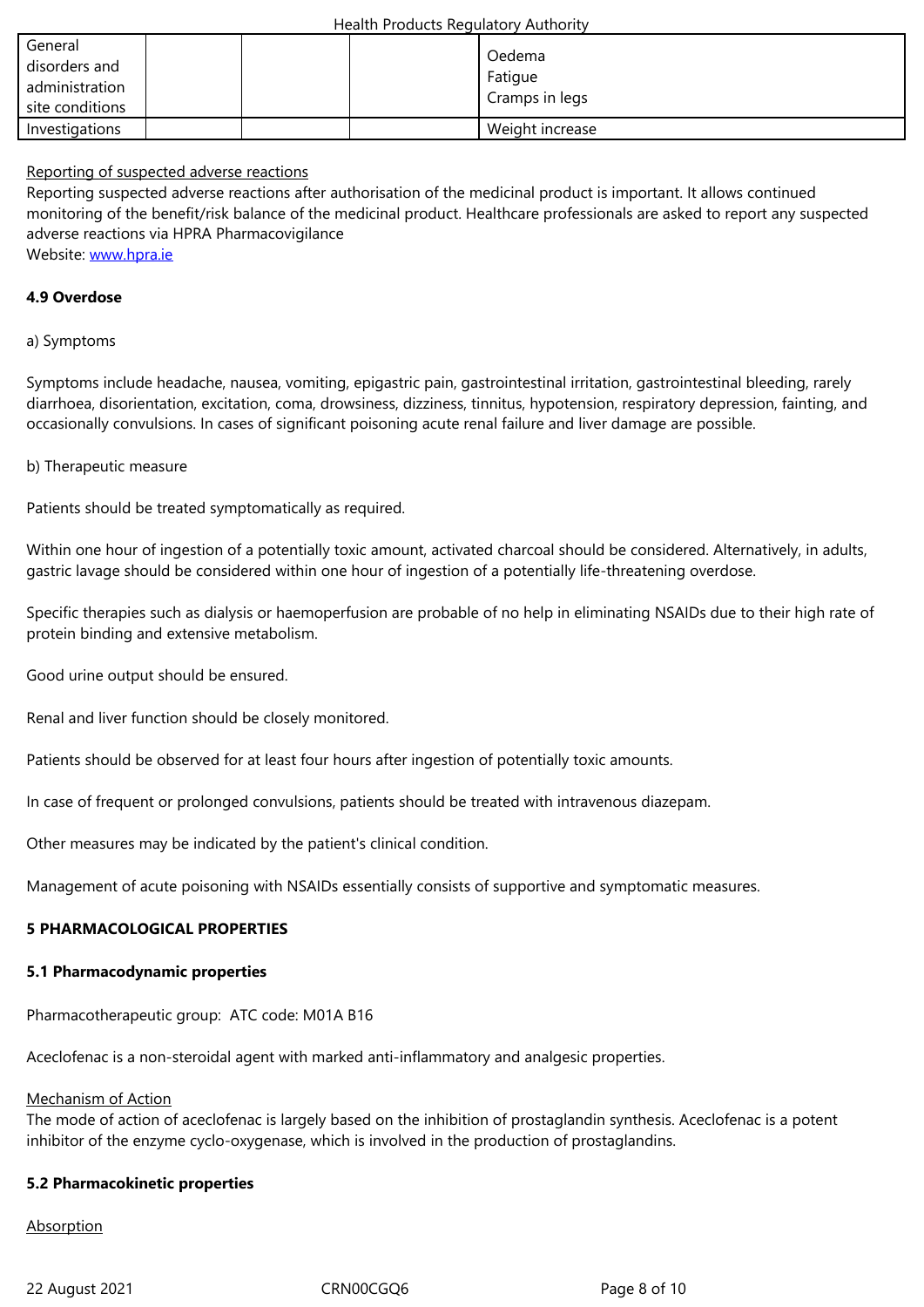| General disorders and administration site conditions | | | | Oedema<br>Fatigue<br>Cramps in legs |
|---|---|---|---|---|
| Investigations | | | | Weight increase |

Reporting of suspected adverse reactions

Reporting suspected adverse reactions after authorisation of the medicinal product is important. It allows continued monitoring of the benefit/risk balance of the medicinal product. Healthcare professionals are asked to report any suspected adverse reactions via HPRA Pharmacovigilance
Website: www.hpra.ie

**4.9 Overdose**

a) Symptoms

Symptoms include headache, nausea, vomiting, epigastric pain, gastrointestinal irritation, gastrointestinal bleeding, rarely diarrhoea, disorientation, excitation, coma, drowsiness, dizziness, tinnitus, hypotension, respiratory depression, fainting, and occasionally convulsions. In cases of significant poisoning acute renal failure and liver damage are possible.

b) Therapeutic measure

Patients should be treated symptomatically as required.

Within one hour of ingestion of a potentially toxic amount, activated charcoal should be considered. Alternatively, in adults, gastric lavage should be considered within one hour of ingestion of a potentially life-threatening overdose.

Specific therapies such as dialysis or haemoperfusion are probable of no help in eliminating NSAIDs due to their high rate of protein binding and extensive metabolism.

Good urine output should be ensured.

Renal and liver function should be closely monitored.

Patients should be observed for at least four hours after ingestion of potentially toxic amounts.

In case of frequent or prolonged convulsions, patients should be treated with intravenous diazepam.

Other measures may be indicated by the patient's clinical condition.

Management of acute poisoning with NSAIDs essentially consists of supportive and symptomatic measures.

**5 PHARMACOLOGICAL PROPERTIES**

**5.1 Pharmacodynamic properties**

Pharmacotherapeutic group: ATC code: M01A B16

Aceclofenac is a non-steroidal agent with marked anti-inflammatory and analgesic properties.

Mechanism of Action

The mode of action of aceclofenac is largely based on the inhibition of prostaglandin synthesis. Aceclofenac is a potent inhibitor of the enzyme cyclo-oxygenase, which is involved in the production of prostaglandins.

**5.2 Pharmacokinetic properties**

Absorption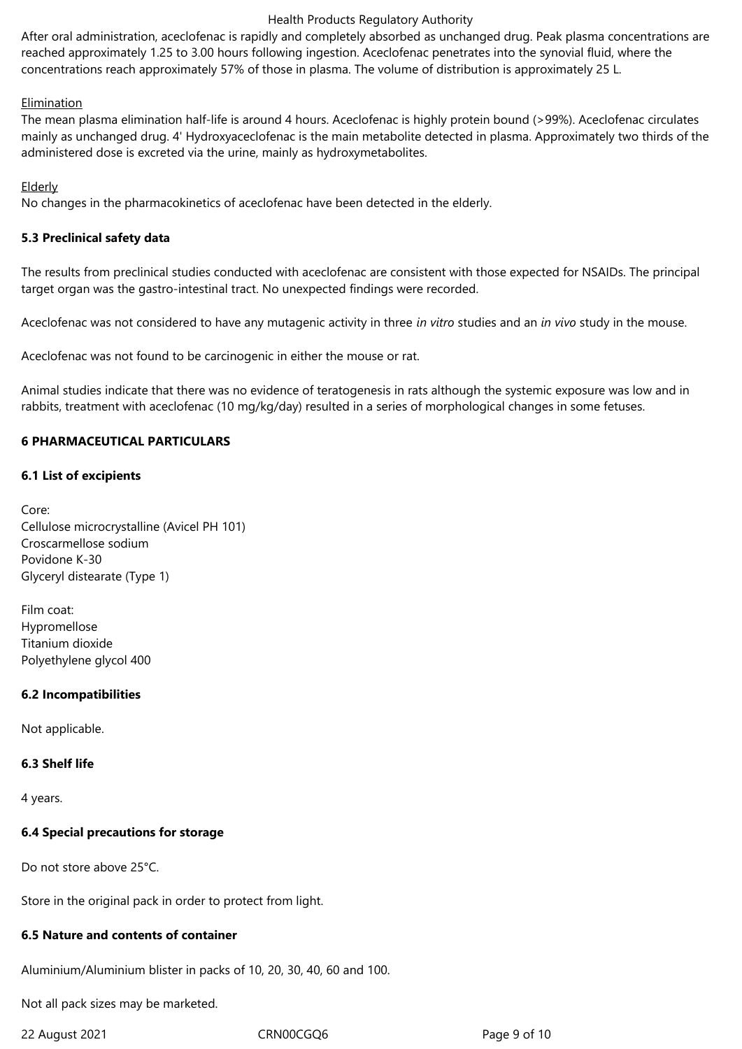After oral administration, aceclofenac is rapidly and completely absorbed as unchanged drug. Peak plasma concentrations are reached approximately 1.25 to 3.00 hours following ingestion. Aceclofenac penetrates into the synovial fluid, where the concentrations reach approximately 57% of those in plasma. The volume of distribution is approximately 25 L.

Elimination

The mean plasma elimination half-life is around 4 hours. Aceclofenac is highly protein bound (>99%). Aceclofenac circulates mainly as unchanged drug. 4' Hydroxyaceclofenac is the main metabolite detected in plasma. Approximately two thirds of the administered dose is excreted via the urine, mainly as hydroxymetabolites.

Elderly

No changes in the pharmacokinetics of aceclofenac have been detected in the elderly.

**5.3 Preclinical safety data**

The results from preclinical studies conducted with aceclofenac are consistent with those expected for NSAIDs. The principal target organ was the gastro-intestinal tract. No unexpected findings were recorded.

Aceclofenac was not considered to have any mutagenic activity in three *in vitro* studies and an *in vivo* study in the mouse.

Aceclofenac was not found to be carcinogenic in either the mouse or rat.

Animal studies indicate that there was no evidence of teratogenesis in rats although the systemic exposure was low and in rabbits, treatment with aceclofenac (10 mg/kg/day) resulted in a series of morphological changes in some fetuses.

**6 PHARMACEUTICAL PARTICULARS**

**6.1 List of excipients**

Core:
Cellulose microcrystalline (Avicel PH 101)
Croscarmellose sodium
Povidone K-30
Glyceryl distearate (Type 1)

Film coat:
Hypromellose
Titanium dioxide
Polyethylene glycol 400

**6.2 Incompatibilities**

Not applicable.

**6.3 Shelf life**

4 years.

**6.4 Special precautions for storage**

Do not store above 25°C.

Store in the original pack in order to protect from light.

**6.5 Nature and contents of container**

Aluminium/Aluminium blister in packs of 10, 20, 30, 40, 60 and 100.

Not all pack sizes may be marketed.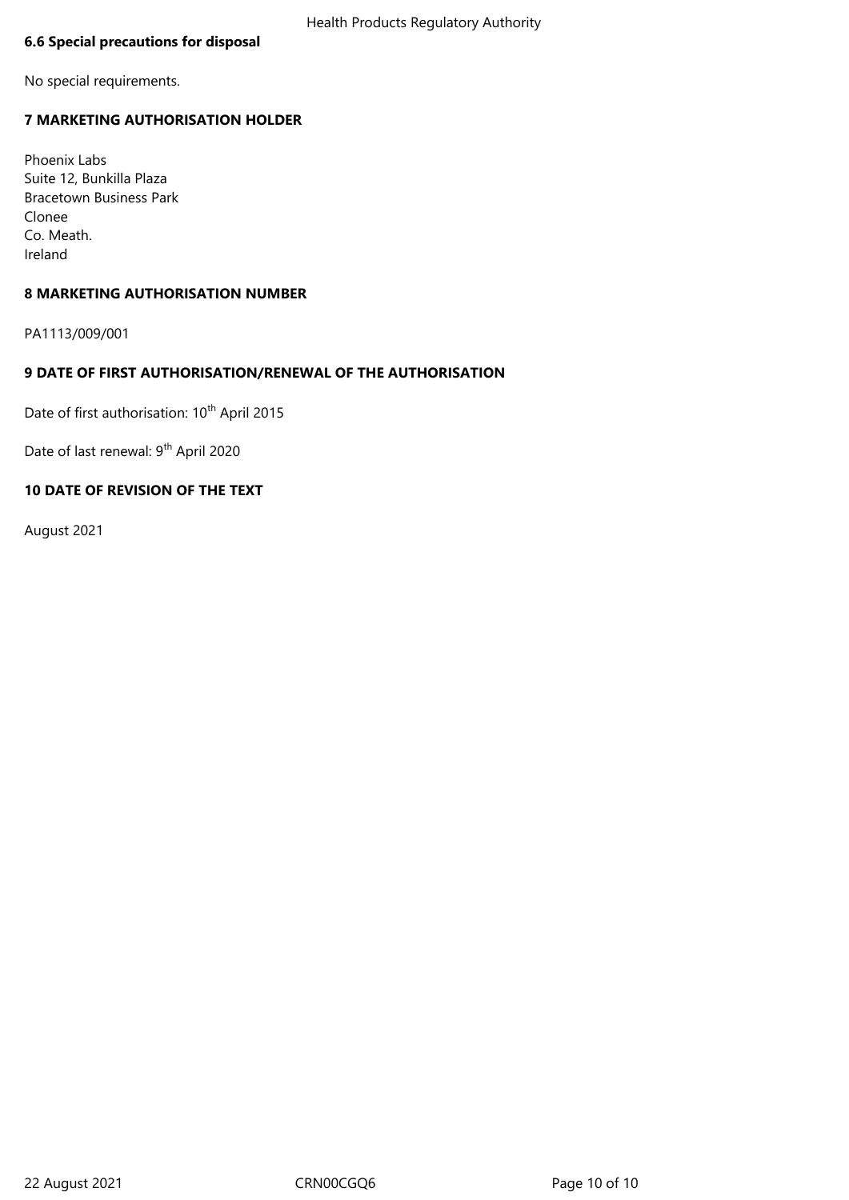### 6.6 Special precautions for disposal

No special requirements.

## 7 MARKETING AUTHORISATION HOLDER

Phoenix Labs
Suite 12, Bunkilla Plaza
Bracetown Business Park
Clonee
Co. Meath.
Ireland

## 8 MARKETING AUTHORISATION NUMBER

PA1113/009/001

## 9 DATE OF FIRST AUTHORISATION/RENEWAL OF THE AUTHORISATION

Date of first authorisation: 10th April 2015

Date of last renewal: 9th April 2020

## 10 DATE OF REVISION OF THE TEXT

August 2021